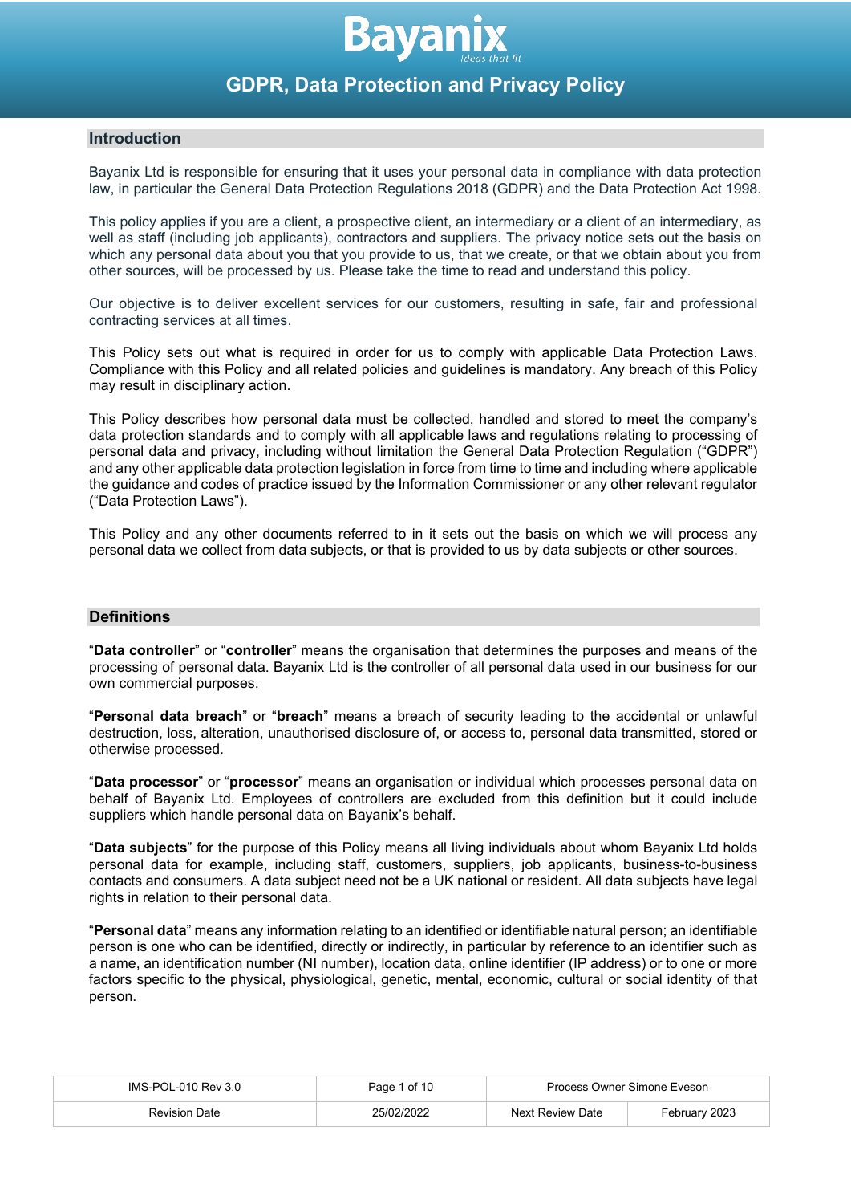# GDPR, Data Protection and Privacy Policy

## Introduction

Bayanix Ltd is responsible for ensuring that it uses your personal data in compliance with data protection law, in particular the General Data Protection Regulations 2018 (GDPR) and the Data Protection Act 1998.

This policy applies if you are a client, a prospective client, an intermediary or a client of an intermediary, as well as staff (including job applicants), contractors and suppliers. The privacy notice sets out the basis on which any personal data about you that you provide to us, that we create, or that we obtain about you from other sources, will be processed by us. Please take the time to read and understand this policy.

Our objective is to deliver excellent services for our customers, resulting in safe, fair and professional contracting services at all times.

This Policy sets out what is required in order for us to comply with applicable Data Protection Laws. Compliance with this Policy and all related policies and guidelines is mandatory. Any breach of this Policy may result in disciplinary action.

This Policy describes how personal data must be collected, handled and stored to meet the company's data protection standards and to comply with all applicable laws and regulations relating to processing of personal data and privacy, including without limitation the General Data Protection Regulation ("GDPR") and any other applicable data protection legislation in force from time to time and including where applicable the guidance and codes of practice issued by the Information Commissioner or any other relevant regulator ("Data Protection Laws").

This Policy and any other documents referred to in it sets out the basis on which we will process any personal data we collect from data subjects, or that is provided to us by data subjects or other sources.

## Definitions

"**Data controller**" or "**controller**" means the organisation that determines the purposes and means of the processing of personal data. Bayanix Ltd is the controller of all personal data used in our business for our own commercial purposes.

"**Personal data breach**" or "**breach**" means a breach of security leading to the accidental or unlawful destruction, loss, alteration, unauthorised disclosure of, or access to, personal data transmitted, stored or otherwise processed.

"**Data processor**" or "**processor**" means an organisation or individual which processes personal data on behalf of Bayanix Ltd. Employees of controllers are excluded from this definition but it could include suppliers which handle personal data on Bayanix's behalf.

"**Data subjects**" for the purpose of this Policy means all living individuals about whom Bayanix Ltd holds personal data for example, including staff, customers, suppliers, job applicants, business-to-business contacts and consumers. A data subject need not be a UK national or resident. All data subjects have legal rights in relation to their personal data.

"**Personal data**" means any information relating to an identified or identifiable natural person; an identifiable person is one who can be identified, directly or indirectly, in particular by reference to an identifier such as a name, an identification number (NI number), location data, online identifier (IP address) or to one or more factors specific to the physical, physiological, genetic, mental, economic, cultural or social identity of that person.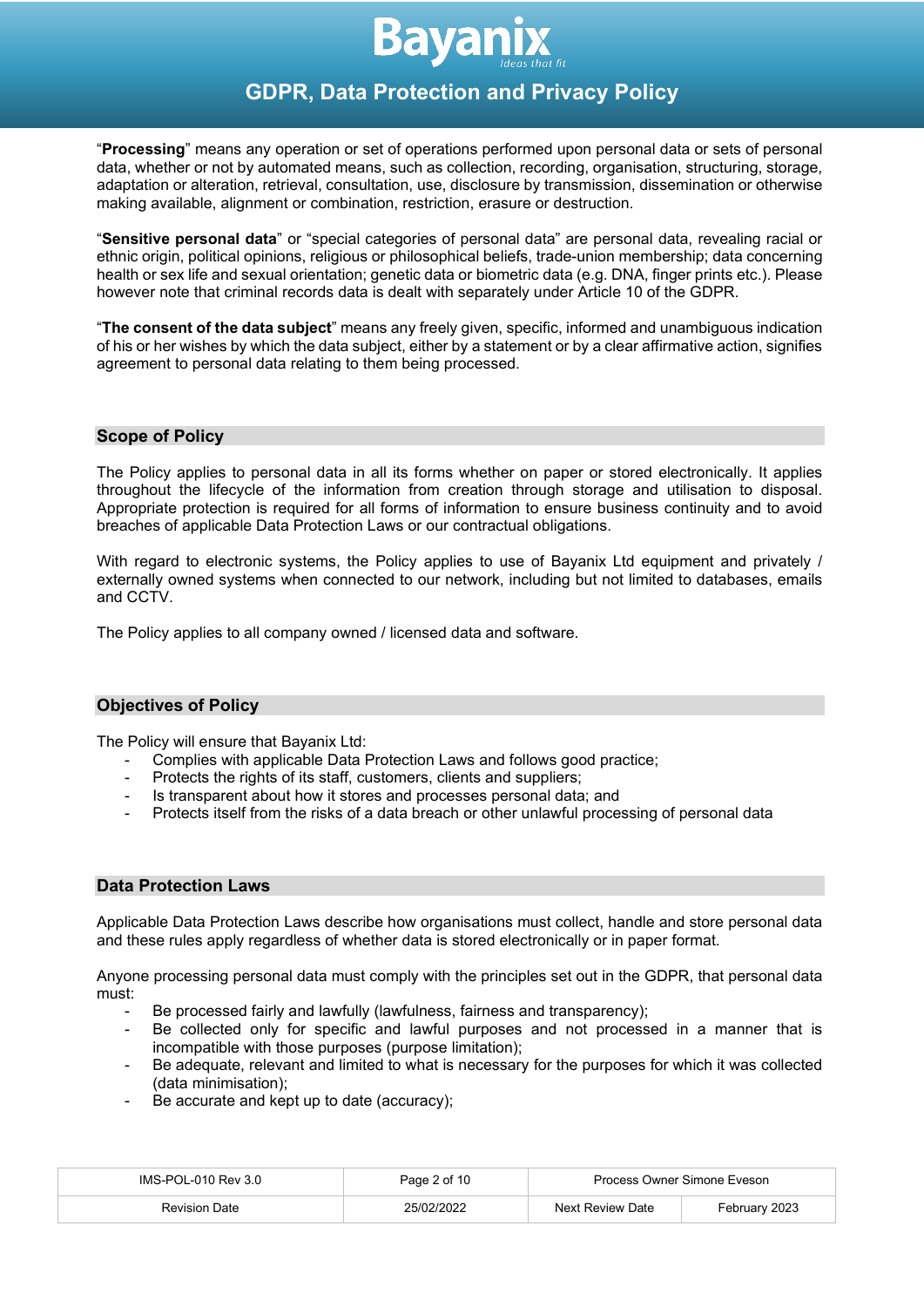"**Processing**" means any operation or set of operations performed upon personal data or sets of personal data, whether or not by automated means, such as collection, recording, organisation, structuring, storage, adaptation or alteration, retrieval, consultation, use, disclosure by transmission, dissemination or otherwise making available, alignment or combination, restriction, erasure or destruction.

"**Sensitive personal data**" or "special categories of personal data" are personal data, revealing racial or ethnic origin, political opinions, religious or philosophical beliefs, trade-union membership; data concerning health or sex life and sexual orientation; genetic data or biometric data (e.g. DNA, finger prints etc.). Please however note that criminal records data is dealt with separately under Article 10 of the GDPR.

"**The consent of the data subject**" means any freely given, specific, informed and unambiguous indication of his or her wishes by which the data subject, either by a statement or by a clear affirmative action, signifies agreement to personal data relating to them being processed.

## Scope of Policy

The Policy applies to personal data in all its forms whether on paper or stored electronically. It applies throughout the lifecycle of the information from creation through storage and utilisation to disposal. Appropriate protection is required for all forms of information to ensure business continuity and to avoid breaches of applicable Data Protection Laws or our contractual obligations.

With regard to electronic systems, the Policy applies to use of Bayanix Ltd equipment and privately / externally owned systems when connected to our network, including but not limited to databases, emails and CCTV.

The Policy applies to all company owned / licensed data and software.

## Objectives of Policy

The Policy will ensure that Bayanix Ltd:

- Complies with applicable Data Protection Laws and follows good practice;
- Protects the rights of its staff, customers, clients and suppliers;
- Is transparent about how it stores and processes personal data; and
- Protects itself from the risks of a data breach or other unlawful processing of personal data

## Data Protection Laws

Applicable Data Protection Laws describe how organisations must collect, handle and store personal data and these rules apply regardless of whether data is stored electronically or in paper format.

Anyone processing personal data must comply with the principles set out in the GDPR, that personal data must:

- Be processed fairly and lawfully (lawfulness, fairness and transparency);
- Be collected only for specific and lawful purposes and not processed in a manner that is incompatible with those purposes (purpose limitation);
- Be adequate, relevant and limited to what is necessary for the purposes for which it was collected (data minimisation);
- Be accurate and kept up to date (accuracy);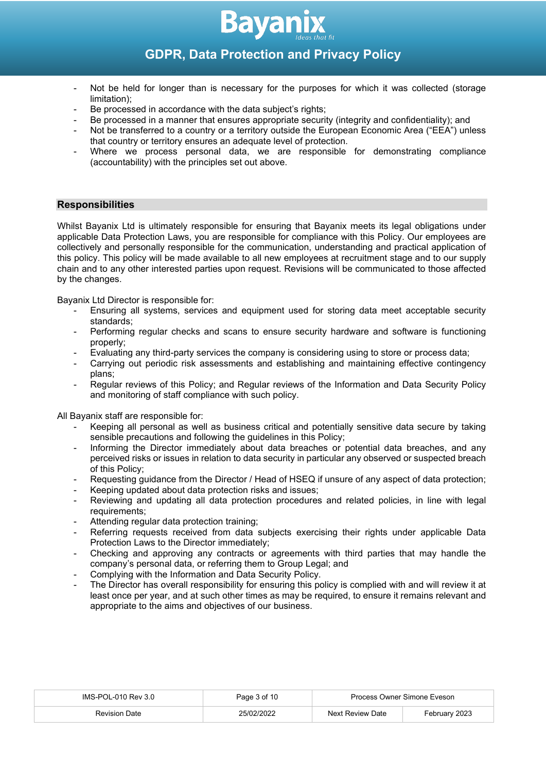- Not be held for longer than is necessary for the purposes for which it was collected (storage limitation);
- Be processed in accordance with the data subject's rights;
- Be processed in a manner that ensures appropriate security (integrity and confidentiality); and
- Not be transferred to a country or a territory outside the European Economic Area ("EEA") unless that country or territory ensures an adequate level of protection.
- Where we process personal data, we are responsible for demonstrating compliance (accountability) with the principles set out above.

## Responsibilities

Whilst Bayanix Ltd is ultimately responsible for ensuring that Bayanix meets its legal obligations under applicable Data Protection Laws, you are responsible for compliance with this Policy. Our employees are collectively and personally responsible for the communication, understanding and practical application of this policy. This policy will be made available to all new employees at recruitment stage and to our supply chain and to any other interested parties upon request. Revisions will be communicated to those affected by the changes.

Bayanix Ltd Director is responsible for:

- Ensuring all systems, services and equipment used for storing data meet acceptable security standards;
- Performing regular checks and scans to ensure security hardware and software is functioning properly;
- Evaluating any third-party services the company is considering using to store or process data;
- Carrying out periodic risk assessments and establishing and maintaining effective contingency plans;
- Regular reviews of this Policy; and Regular reviews of the Information and Data Security Policy and monitoring of staff compliance with such policy.

All Bayanix staff are responsible for:

- Keeping all personal as well as business critical and potentially sensitive data secure by taking sensible precautions and following the guidelines in this Policy;
- Informing the Director immediately about data breaches or potential data breaches, and any perceived risks or issues in relation to data security in particular any observed or suspected breach of this Policy;
- Requesting guidance from the Director / Head of HSEQ if unsure of any aspect of data protection;
- Keeping updated about data protection risks and issues;
- Reviewing and updating all data protection procedures and related policies, in line with legal requirements;
- Attending regular data protection training;
- Referring requests received from data subjects exercising their rights under applicable Data Protection Laws to the Director immediately;
- Checking and approving any contracts or agreements with third parties that may handle the company's personal data, or referring them to Group Legal; and
- Complying with the Information and Data Security Policy.
- The Director has overall responsibility for ensuring this policy is complied with and will review it at least once per year, and at such other times as may be required, to ensure it remains relevant and appropriate to the aims and objectives of our business.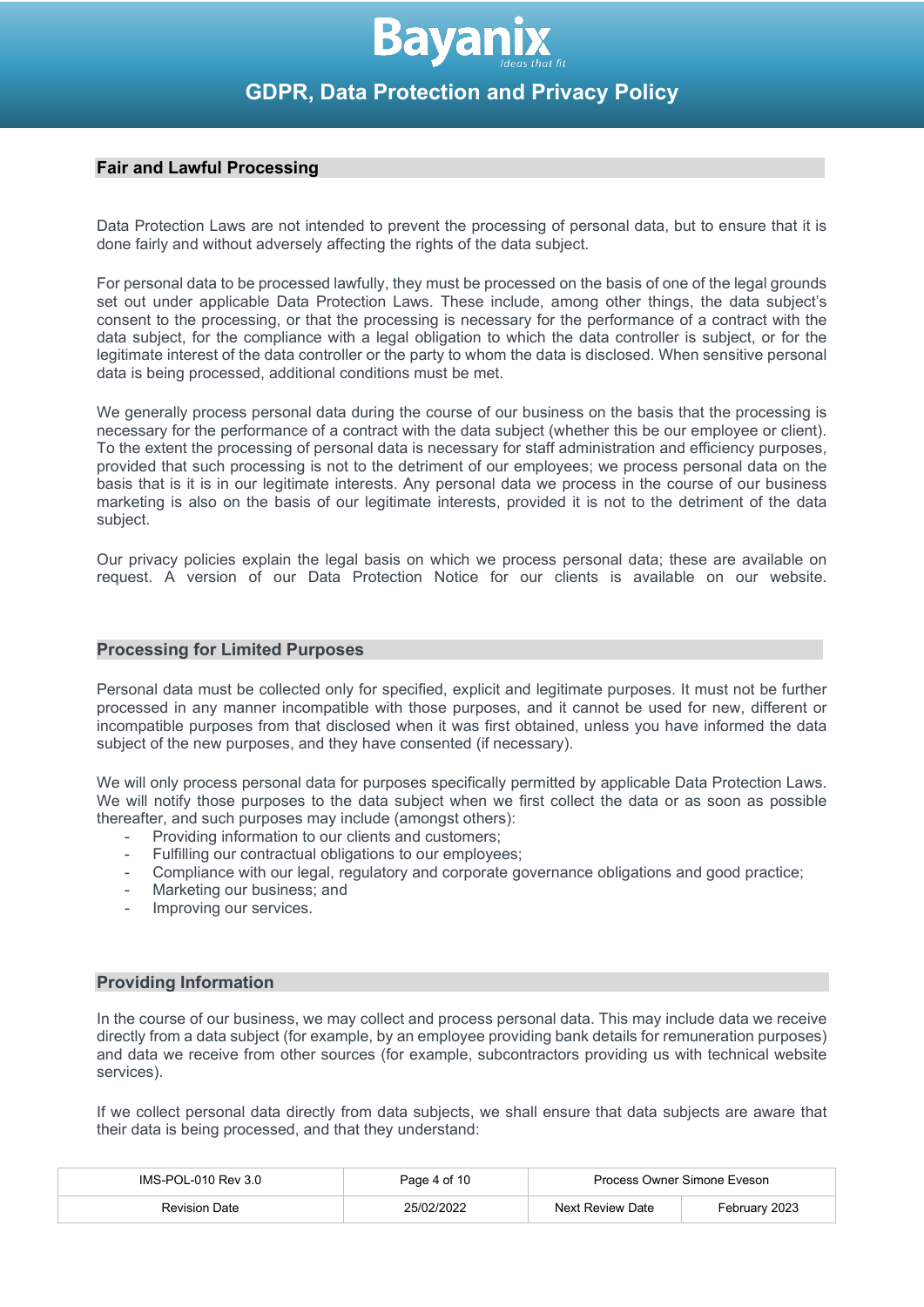## Fair and Lawful Processing

Data Protection Laws are not intended to prevent the processing of personal data, but to ensure that it is done fairly and without adversely affecting the rights of the data subject.

For personal data to be processed lawfully, they must be processed on the basis of one of the legal grounds set out under applicable Data Protection Laws. These include, among other things, the data subject's consent to the processing, or that the processing is necessary for the performance of a contract with the data subject, for the compliance with a legal obligation to which the data controller is subject, or for the legitimate interest of the data controller or the party to whom the data is disclosed. When sensitive personal data is being processed, additional conditions must be met.

We generally process personal data during the course of our business on the basis that the processing is necessary for the performance of a contract with the data subject (whether this be our employee or client). To the extent the processing of personal data is necessary for staff administration and efficiency purposes, provided that such processing is not to the detriment of our employees; we process personal data on the basis that is it is in our legitimate interests. Any personal data we process in the course of our business marketing is also on the basis of our legitimate interests, provided it is not to the detriment of the data subject.

Our privacy policies explain the legal basis on which we process personal data; these are available on request. A version of our Data Protection Notice for our clients is available on our website.

## Processing for Limited Purposes

Personal data must be collected only for specified, explicit and legitimate purposes. It must not be further processed in any manner incompatible with those purposes, and it cannot be used for new, different or incompatible purposes from that disclosed when it was first obtained, unless you have informed the data subject of the new purposes, and they have consented (if necessary).

We will only process personal data for purposes specifically permitted by applicable Data Protection Laws. We will notify those purposes to the data subject when we first collect the data or as soon as possible thereafter, and such purposes may include (amongst others):

- Providing information to our clients and customers;
- Fulfilling our contractual obligations to our employees;
- Compliance with our legal, regulatory and corporate governance obligations and good practice;
- Marketing our business; and
- Improving our services.

## Providing Information

In the course of our business, we may collect and process personal data. This may include data we receive directly from a data subject (for example, by an employee providing bank details for remuneration purposes) and data we receive from other sources (for example, subcontractors providing us with technical website services).

If we collect personal data directly from data subjects, we shall ensure that data subjects are aware that their data is being processed, and that they understand: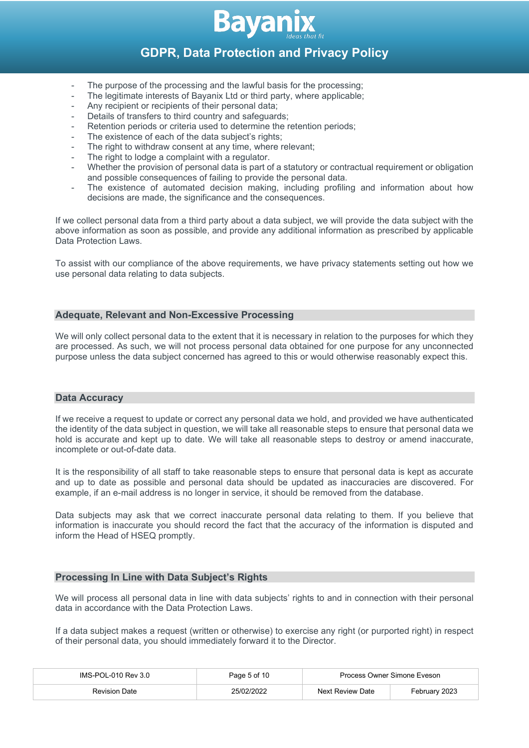- The purpose of the processing and the lawful basis for the processing;
- The legitimate interests of Bayanix Ltd or third party, where applicable;
- Any recipient or recipients of their personal data;
- Details of transfers to third country and safeguards;
- Retention periods or criteria used to determine the retention periods;
- The existence of each of the data subject's rights;
- The right to withdraw consent at any time, where relevant;
- The right to lodge a complaint with a regulator.
- Whether the provision of personal data is part of a statutory or contractual requirement or obligation and possible consequences of failing to provide the personal data.
- The existence of automated decision making, including profiling and information about how decisions are made, the significance and the consequences.

If we collect personal data from a third party about a data subject, we will provide the data subject with the above information as soon as possible, and provide any additional information as prescribed by applicable Data Protection Laws.

To assist with our compliance of the above requirements, we have privacy statements setting out how we use personal data relating to data subjects.

## Adequate, Relevant and Non-Excessive Processing

We will only collect personal data to the extent that it is necessary in relation to the purposes for which they are processed. As such, we will not process personal data obtained for one purpose for any unconnected purpose unless the data subject concerned has agreed to this or would otherwise reasonably expect this.

## Data Accuracy

If we receive a request to update or correct any personal data we hold, and provided we have authenticated the identity of the data subject in question, we will take all reasonable steps to ensure that personal data we hold is accurate and kept up to date. We will take all reasonable steps to destroy or amend inaccurate, incomplete or out-of-date data.

It is the responsibility of all staff to take reasonable steps to ensure that personal data is kept as accurate and up to date as possible and personal data should be updated as inaccuracies are discovered. For example, if an e-mail address is no longer in service, it should be removed from the database.

Data subjects may ask that we correct inaccurate personal data relating to them. If you believe that information is inaccurate you should record the fact that the accuracy of the information is disputed and inform the Head of HSEQ promptly.

## Processing In Line with Data Subject's Rights

We will process all personal data in line with data subjects' rights to and in connection with their personal data in accordance with the Data Protection Laws.

If a data subject makes a request (written or otherwise) to exercise any right (or purported right) in respect of their personal data, you should immediately forward it to the Director.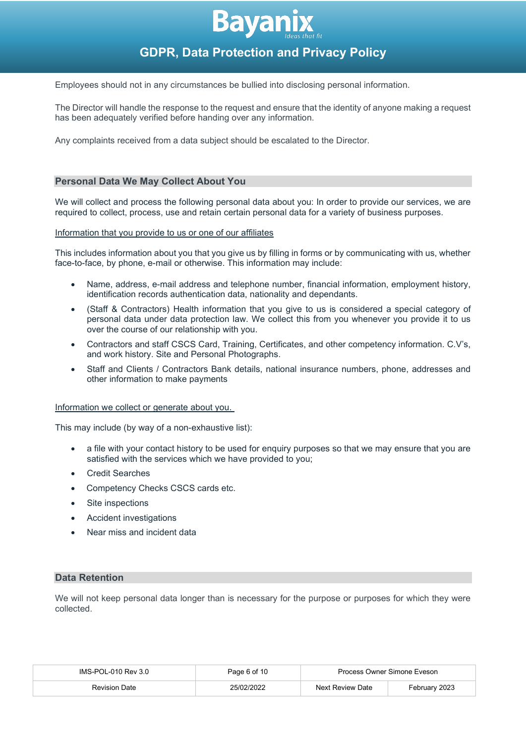Employees should not in any circumstances be bullied into disclosing personal information.

The Director will handle the response to the request and ensure that the identity of anyone making a request has been adequately verified before handing over any information.

Any complaints received from a data subject should be escalated to the Director.

## Personal Data We May Collect About You

We will collect and process the following personal data about you: In order to provide our services, we are required to collect, process, use and retain certain personal data for a variety of business purposes.

Information that you provide to us or one of our affiliates

This includes information about you that you give us by filling in forms or by communicating with us, whether face-to-face, by phone, e-mail or otherwise. This information may include:

- Name, address, e-mail address and telephone number, financial information, employment history, identification records authentication data, nationality and dependants.
- (Staff & Contractors) Health information that you give to us is considered a special category of personal data under data protection law. We collect this from you whenever you provide it to us over the course of our relationship with you.
- Contractors and staff CSCS Card, Training, Certificates, and other competency information. C.V's, and work history. Site and Personal Photographs.
- Staff and Clients / Contractors Bank details, national insurance numbers, phone, addresses and other information to make payments

Information we collect or generate about you.

This may include (by way of a non-exhaustive list):

- a file with your contact history to be used for enquiry purposes so that we may ensure that you are satisfied with the services which we have provided to you;
- Credit Searches
- Competency Checks CSCS cards etc.
- Site inspections
- Accident investigations
- Near miss and incident data

## Data Retention

We will not keep personal data longer than is necessary for the purpose or purposes for which they were collected.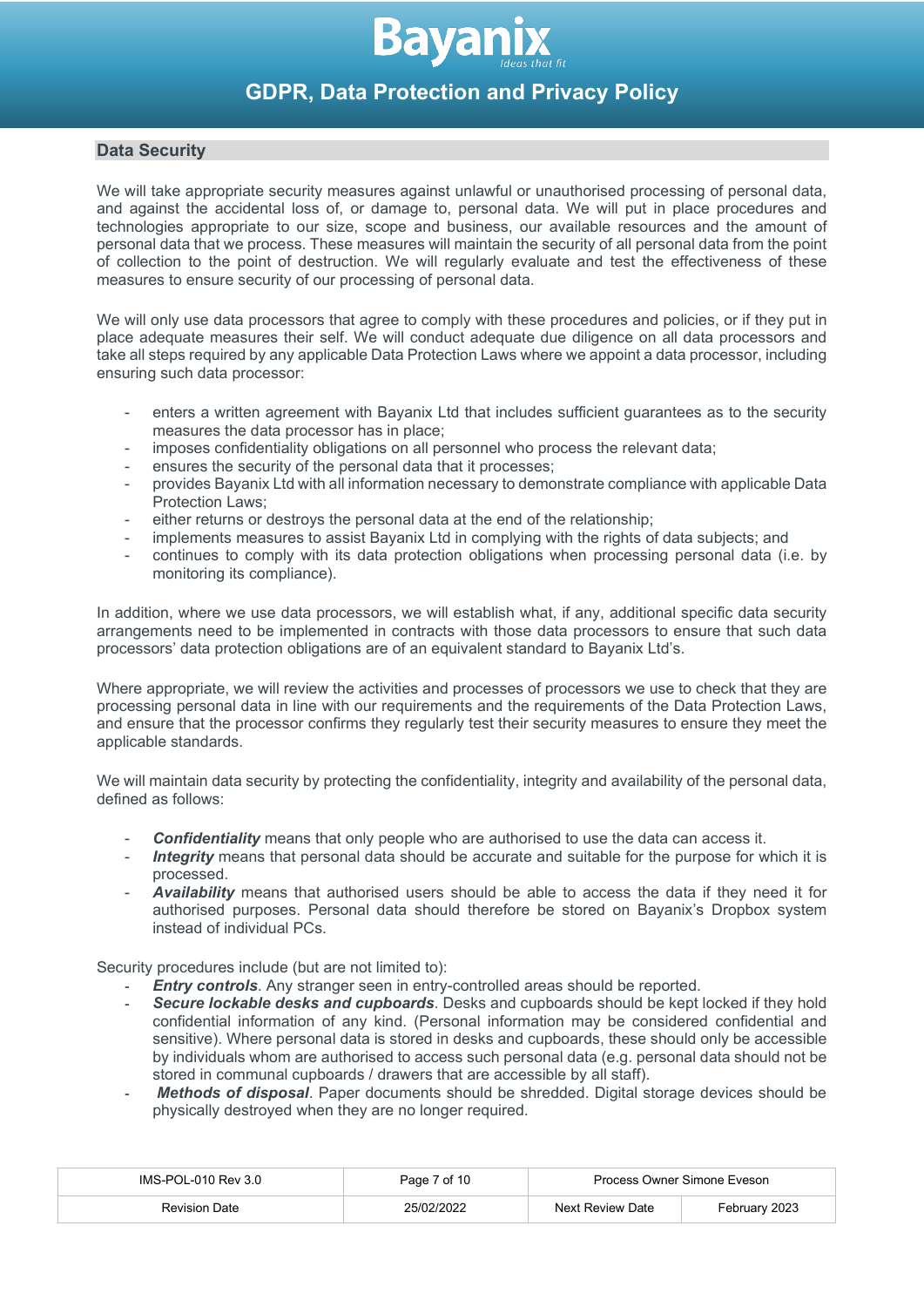## Data Security

We will take appropriate security measures against unlawful or unauthorised processing of personal data, and against the accidental loss of, or damage to, personal data. We will put in place procedures and technologies appropriate to our size, scope and business, our available resources and the amount of personal data that we process. These measures will maintain the security of all personal data from the point of collection to the point of destruction. We will regularly evaluate and test the effectiveness of these measures to ensure security of our processing of personal data.

We will only use data processors that agree to comply with these procedures and policies, or if they put in place adequate measures their self. We will conduct adequate due diligence on all data processors and take all steps required by any applicable Data Protection Laws where we appoint a data processor, including ensuring such data processor:

- enters a written agreement with Bayanix Ltd that includes sufficient guarantees as to the security measures the data processor has in place;
- imposes confidentiality obligations on all personnel who process the relevant data;
- ensures the security of the personal data that it processes;
- provides Bayanix Ltd with all information necessary to demonstrate compliance with applicable Data Protection Laws;
- either returns or destroys the personal data at the end of the relationship;
- implements measures to assist Bayanix Ltd in complying with the rights of data subjects; and
- continues to comply with its data protection obligations when processing personal data (i.e. by monitoring its compliance).

In addition, where we use data processors, we will establish what, if any, additional specific data security arrangements need to be implemented in contracts with those data processors to ensure that such data processors' data protection obligations are of an equivalent standard to Bayanix Ltd's.

Where appropriate, we will review the activities and processes of processors we use to check that they are processing personal data in line with our requirements and the requirements of the Data Protection Laws, and ensure that the processor confirms they regularly test their security measures to ensure they meet the applicable standards.

We will maintain data security by protecting the confidentiality, integrity and availability of the personal data, defined as follows:

- ***Confidentiality*** means that only people who are authorised to use the data can access it.
- ***Integrity*** means that personal data should be accurate and suitable for the purpose for which it is processed.
- ***Availability*** means that authorised users should be able to access the data if they need it for authorised purposes. Personal data should therefore be stored on Bayanix's Dropbox system instead of individual PCs.

Security procedures include (but are not limited to):

- ***Entry controls***. Any stranger seen in entry-controlled areas should be reported.
- ***Secure lockable desks and cupboards***. Desks and cupboards should be kept locked if they hold confidential information of any kind. (Personal information may be considered confidential and sensitive). Where personal data is stored in desks and cupboards, these should only be accessible by individuals whom are authorised to access such personal data (e.g. personal data should not be stored in communal cupboards / drawers that are accessible by all staff).
- ***Methods of disposal***. Paper documents should be shredded. Digital storage devices should be physically destroyed when they are no longer required.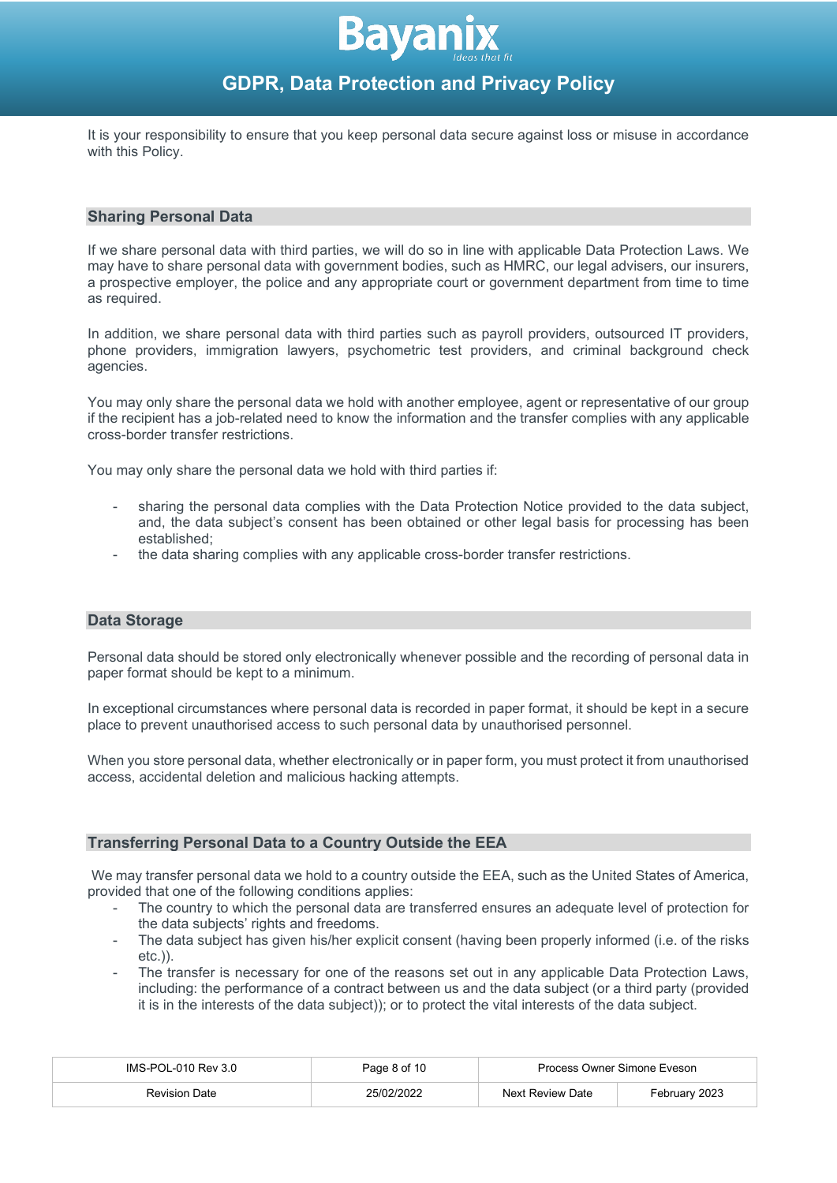It is your responsibility to ensure that you keep personal data secure against loss or misuse in accordance with this Policy.

## Sharing Personal Data

If we share personal data with third parties, we will do so in line with applicable Data Protection Laws. We may have to share personal data with government bodies, such as HMRC, our legal advisers, our insurers, a prospective employer, the police and any appropriate court or government department from time to time as required.

In addition, we share personal data with third parties such as payroll providers, outsourced IT providers, phone providers, immigration lawyers, psychometric test providers, and criminal background check agencies.

You may only share the personal data we hold with another employee, agent or representative of our group if the recipient has a job-related need to know the information and the transfer complies with any applicable cross-border transfer restrictions.

You may only share the personal data we hold with third parties if:

- sharing the personal data complies with the Data Protection Notice provided to the data subject, and, the data subject's consent has been obtained or other legal basis for processing has been established;
- the data sharing complies with any applicable cross-border transfer restrictions.

## Data Storage

Personal data should be stored only electronically whenever possible and the recording of personal data in paper format should be kept to a minimum.

In exceptional circumstances where personal data is recorded in paper format, it should be kept in a secure place to prevent unauthorised access to such personal data by unauthorised personnel.

When you store personal data, whether electronically or in paper form, you must protect it from unauthorised access, accidental deletion and malicious hacking attempts.

## Transferring Personal Data to a Country Outside the EEA

We may transfer personal data we hold to a country outside the EEA, such as the United States of America, provided that one of the following conditions applies:

- The country to which the personal data are transferred ensures an adequate level of protection for the data subjects' rights and freedoms.
- The data subject has given his/her explicit consent (having been properly informed (i.e. of the risks etc.)).
- The transfer is necessary for one of the reasons set out in any applicable Data Protection Laws, including: the performance of a contract between us and the data subject (or a third party (provided it is in the interests of the data subject)); or to protect the vital interests of the data subject.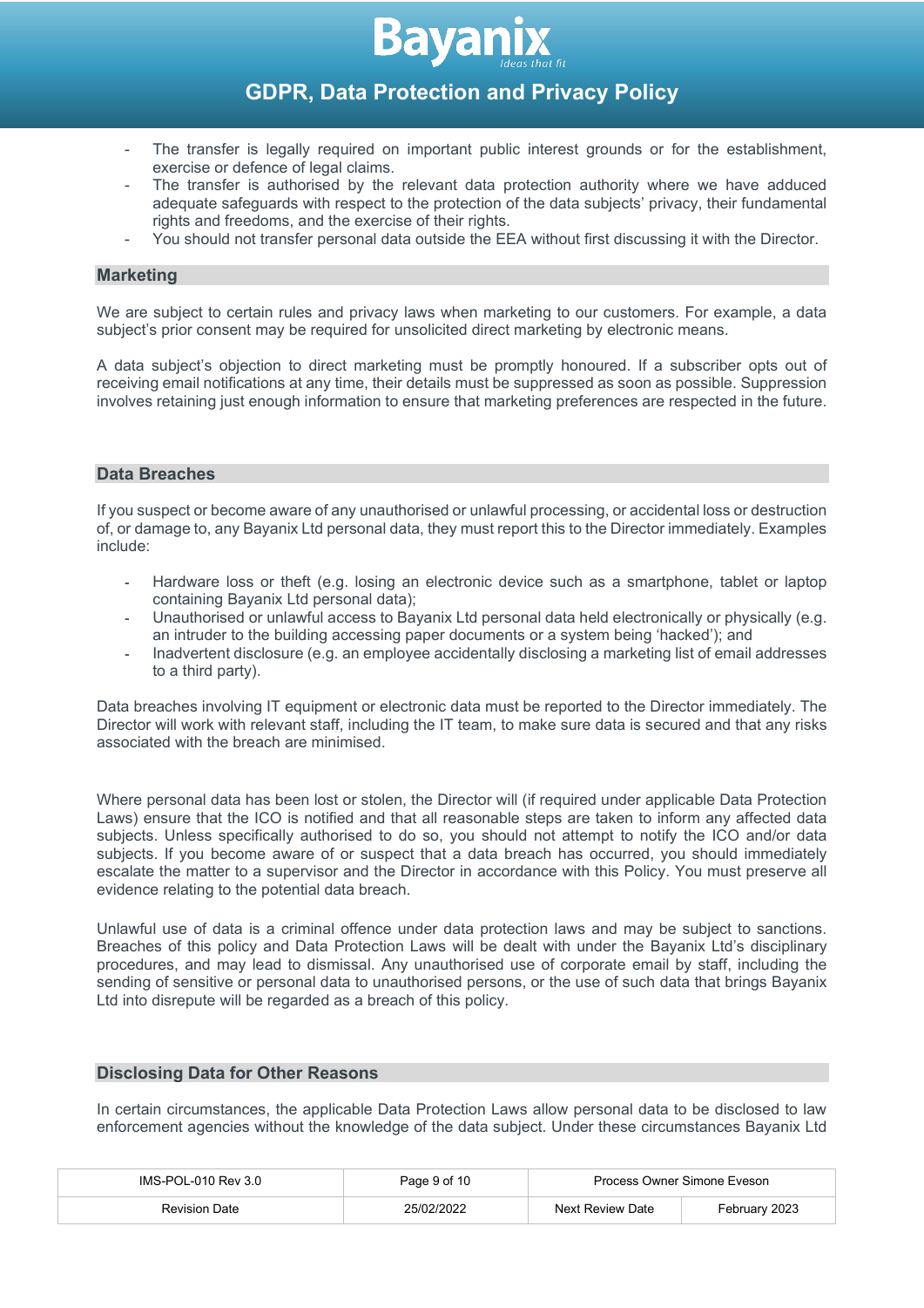- The transfer is legally required on important public interest grounds or for the establishment, exercise or defence of legal claims.
- The transfer is authorised by the relevant data protection authority where we have adduced adequate safeguards with respect to the protection of the data subjects' privacy, their fundamental rights and freedoms, and the exercise of their rights.
- You should not transfer personal data outside the EEA without first discussing it with the Director.

## Marketing

We are subject to certain rules and privacy laws when marketing to our customers. For example, a data subject's prior consent may be required for unsolicited direct marketing by electronic means.

A data subject's objection to direct marketing must be promptly honoured. If a subscriber opts out of receiving email notifications at any time, their details must be suppressed as soon as possible. Suppression involves retaining just enough information to ensure that marketing preferences are respected in the future.

## Data Breaches

If you suspect or become aware of any unauthorised or unlawful processing, or accidental loss or destruction of, or damage to, any Bayanix Ltd personal data, they must report this to the Director immediately. Examples include:

- Hardware loss or theft (e.g. losing an electronic device such as a smartphone, tablet or laptop containing Bayanix Ltd personal data);
- Unauthorised or unlawful access to Bayanix Ltd personal data held electronically or physically (e.g. an intruder to the building accessing paper documents or a system being 'hacked'); and
- Inadvertent disclosure (e.g. an employee accidentally disclosing a marketing list of email addresses to a third party).

Data breaches involving IT equipment or electronic data must be reported to the Director immediately. The Director will work with relevant staff, including the IT team, to make sure data is secured and that any risks associated with the breach are minimised.

Where personal data has been lost or stolen, the Director will (if required under applicable Data Protection Laws) ensure that the ICO is notified and that all reasonable steps are taken to inform any affected data subjects. Unless specifically authorised to do so, you should not attempt to notify the ICO and/or data subjects. If you become aware of or suspect that a data breach has occurred, you should immediately escalate the matter to a supervisor and the Director in accordance with this Policy. You must preserve all evidence relating to the potential data breach.

Unlawful use of data is a criminal offence under data protection laws and may be subject to sanctions. Breaches of this policy and Data Protection Laws will be dealt with under the Bayanix Ltd's disciplinary procedures, and may lead to dismissal. Any unauthorised use of corporate email by staff, including the sending of sensitive or personal data to unauthorised persons, or the use of such data that brings Bayanix Ltd into disrepute will be regarded as a breach of this policy.

## Disclosing Data for Other Reasons

In certain circumstances, the applicable Data Protection Laws allow personal data to be disclosed to law enforcement agencies without the knowledge of the data subject. Under these circumstances Bayanix Ltd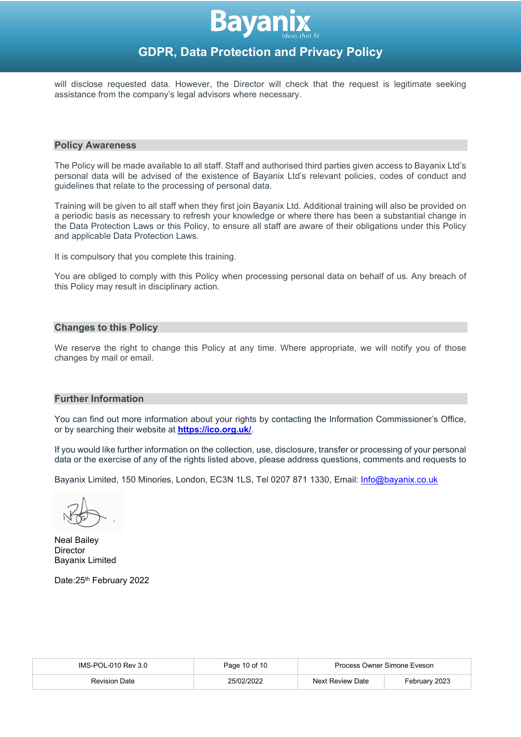will disclose requested data. However, the Director will check that the request is legitimate seeking assistance from the company's legal advisors where necessary.

## Policy Awareness

The Policy will be made available to all staff. Staff and authorised third parties given access to Bayanix Ltd's personal data will be advised of the existence of Bayanix Ltd's relevant policies, codes of conduct and guidelines that relate to the processing of personal data.

Training will be given to all staff when they first join Bayanix Ltd. Additional training will also be provided on a periodic basis as necessary to refresh your knowledge or where there has been a substantial change in the Data Protection Laws or this Policy, to ensure all staff are aware of their obligations under this Policy and applicable Data Protection Laws.

It is compulsory that you complete this training.

You are obliged to comply with this Policy when processing personal data on behalf of us. Any breach of this Policy may result in disciplinary action.

## Changes to this Policy

We reserve the right to change this Policy at any time. Where appropriate, we will notify you of those changes by mail or email.

## Further Information

You can find out more information about your rights by contacting the Information Commissioner's Office, or by searching their website at **https://ico.org.uk/**.

If you would like further information on the collection, use, disclosure, transfer or processing of your personal data or the exercise of any of the rights listed above, please address questions, comments and requests to

Bayanix Limited, 150 Minories, London, EC3N 1LS, Tel 0207 871 1330, Email: Info@bayanix.co.uk

Neal Bailey
Director
Bayanix Limited

Date:25th February 2022

| | | | |
|---|---|---|---|
| IMS-POL-010 Rev 3.0 | Page 10 of 10 | Process Owner Simone Eveson | |
| Revision Date | 25/02/2022 | Next Review Date | February 2023 |